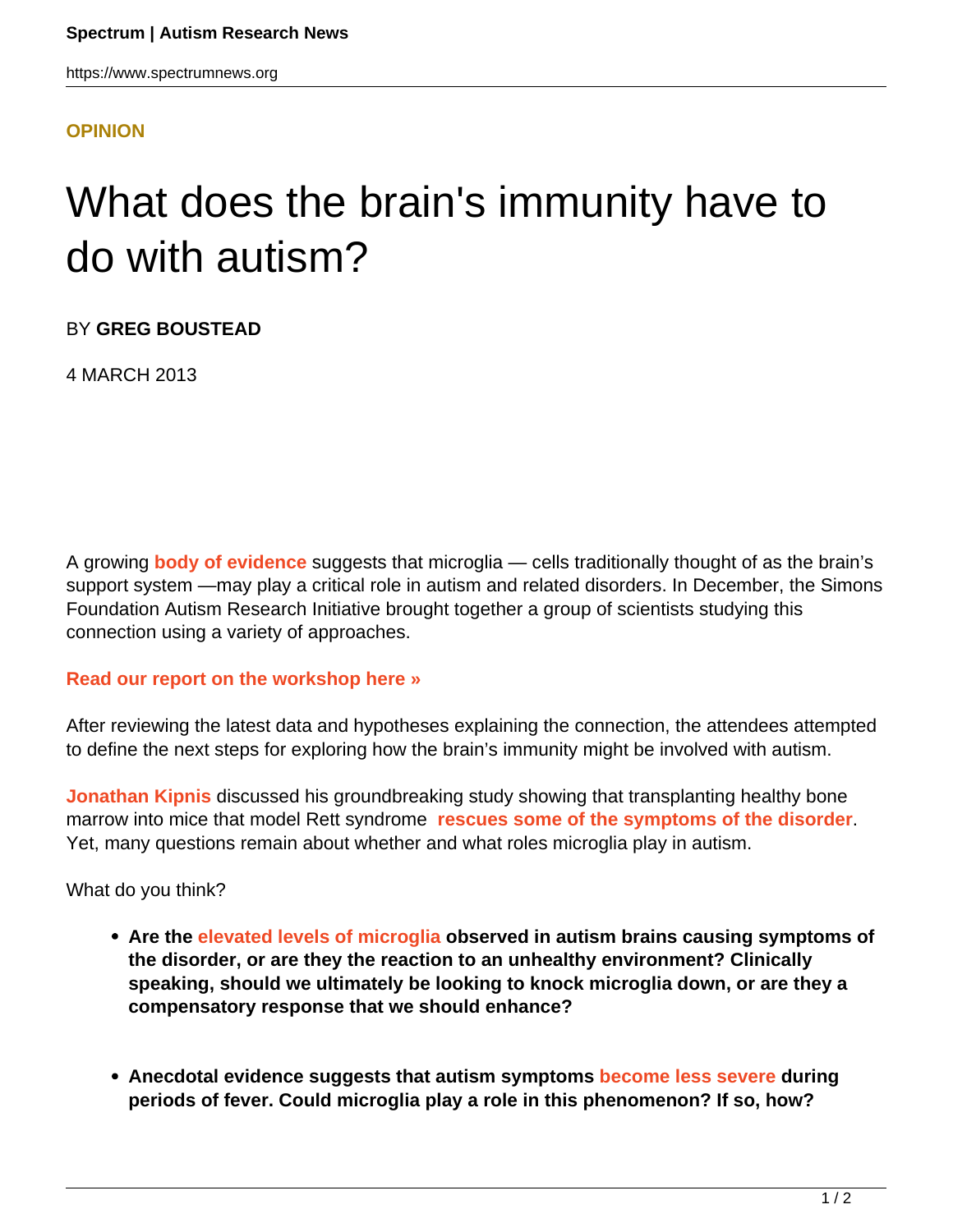**OPINION**

# What does the brain's immunity have to do with autism?

BY **GREG BOUSTEAD**

4 MARCH 2013

A growing **body of evidence** suggests that microglia — cells traditionally thought of as the brain's support system —may play a critical role in autism and related disorders. In December, the Simons Foundation Autism Research Initiative brought together a group of scientists studying this connection using a variety of approaches.

**Read our report on the workshop here »**

After reviewing the latest data and hypotheses explaining the connection, the attendees attempted to define the next steps for exploring how the brain's immunity might be involved with autism.

**Jonathan Kipnis** discussed his groundbreaking study showing that transplanting healthy bone marrow into mice that model Rett syndrome **rescues some of the symptoms of the disorder**. Yet, many questions remain about whether and what roles microglia play in autism.

What do you think?

- **Are the elevated levels of microglia observed in autism brains causing symptoms of the disorder, or are they the reaction to an unhealthy environment? Clinically speaking, should we ultimately be looking to knock microglia down, or are they a compensatory response that we should enhance?**

- **Anecdotal evidence suggests that autism symptoms become less severe during periods of fever. Could microglia play a role in this phenomenon? If so, how?**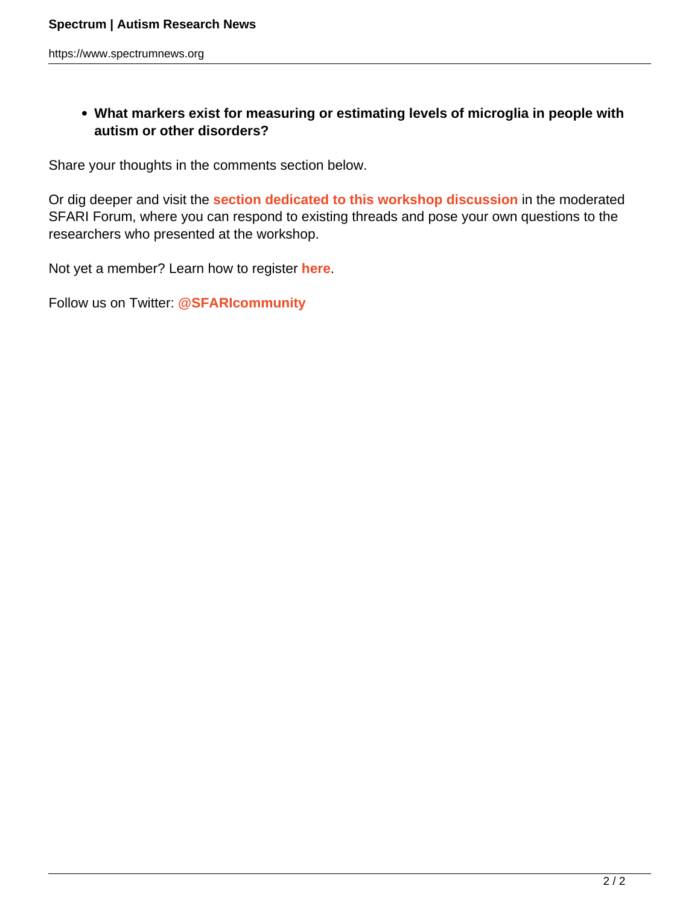- **What markers exist for measuring or estimating levels of microglia in people with autism or other disorders?**

Share your thoughts in the comments section below.

Or dig deeper and visit the **section dedicated to this workshop discussion** in the moderated SFARI Forum, where you can respond to existing threads and pose your own questions to the researchers who presented at the workshop.

Not yet a member? Learn how to register **here**.

Follow us on Twitter: **@SFARIcommunity**